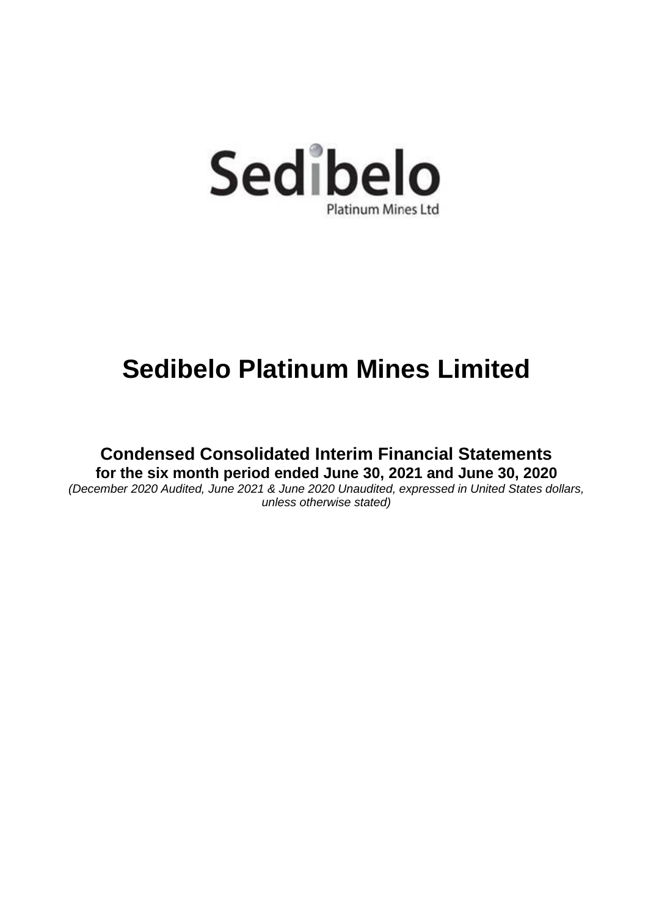Sedibelo

Platinum Mines Ltd

# Sedibelo Platinum Mines Limited

## Condensed Consolidated Interim Financial Statements

### for the six month period ended June 30, 2021 and June 30, 2020

*(December 2020 Audited, June 2021 & June 2020 Unaudited, expressed in United States dollars, unless otherwise stated)*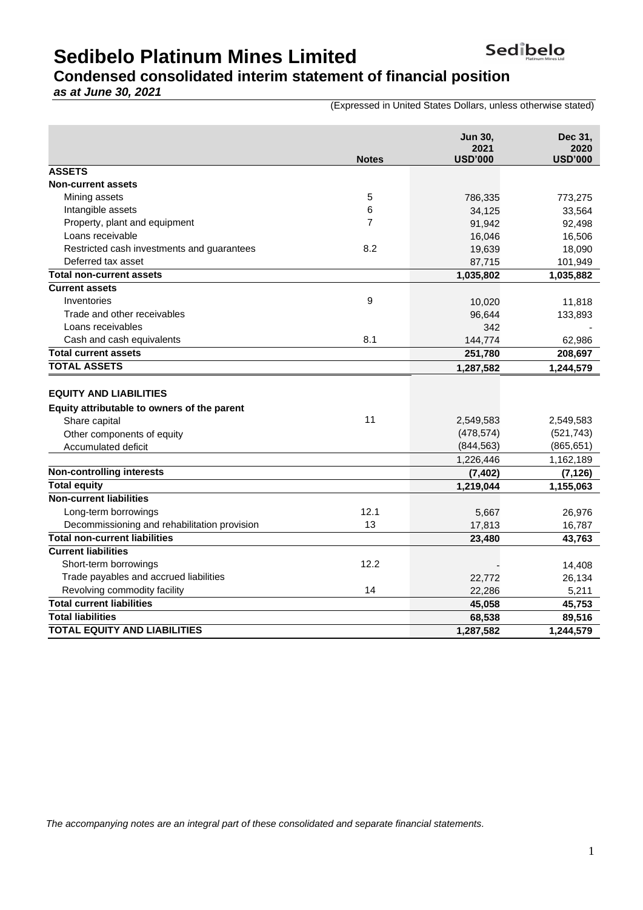# Sedibelo Platinum Mines Limited

## Condensed consolidated interim statement of financial position

***as at June 30, 2021***

(Expressed in United States Dollars, unless otherwise stated)

| | Notes | Jun 30, 2021 USD'000 | Dec 31, 2020 USD'000 |
|---|---|---|---|
| **ASSETS** | | | |
| **Non-current assets** | | | |
| Mining assets | 5 | 786,335 | 773,275 |
| Intangible assets | 6 | 34,125 | 33,564 |
| Property, plant and equipment | 7 | 91,942 | 92,498 |
| Loans receivable | | 16,046 | 16,506 |
| Restricted cash investments and guarantees | 8.2 | 19,639 | 18,090 |
| Deferred tax asset | | 87,715 | 101,949 |
| **Total non-current assets** | | **1,035,802** | **1,035,882** |
| **Current assets** | | | |
| Inventories | 9 | 10,020 | 11,818 |
| Trade and other receivables | | 96,644 | 133,893 |
| Loans receivables | | 342 | - |
| Cash and cash equivalents | 8.1 | 144,774 | 62,986 |
| **Total current assets** | | **251,780** | **208,697** |
| **TOTAL ASSETS** | | **1,287,582** | **1,244,579** |
| | | | |
| **EQUITY AND LIABILITIES** | | | |
| **Equity attributable to owners of the parent** | | | |
| Share capital | 11 | 2,549,583 | 2,549,583 |
| Other components of equity | | (478,574) | (521,743) |
| Accumulated deficit | | (844,563) | (865,651) |
| | | 1,226,446 | 1,162,189 |
| **Non-controlling interests** | | **(7,402)** | **(7,126)** |
| **Total equity** | | **1,219,044** | **1,155,063** |
| **Non-current liabilities** | | | |
| Long-term borrowings | 12.1 | 5,667 | 26,976 |
| Decommissioning and rehabilitation provision | 13 | 17,813 | 16,787 |
| **Total non-current liabilities** | | **23,480** | **43,763** |
| **Current liabilities** | | | |
| Short-term borrowings | 12.2 | - | 14,408 |
| Trade payables and accrued liabilities | | 22,772 | 26,134 |
| Revolving commodity facility | 14 | 22,286 | 5,211 |
| **Total current liabilities** | | **45,058** | **45,753** |
| **Total liabilities** | | **68,538** | **89,516** |
| **TOTAL EQUITY AND LIABILITIES** | | **1,287,582** | **1,244,579** |

*The accompanying notes are an integral part of these consolidated and separate financial statements.*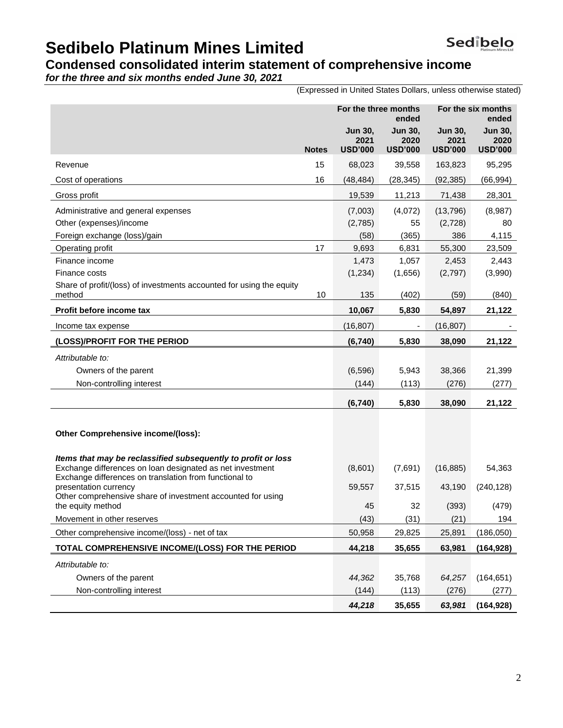# Sedibelo Platinum Mines Limited

## Condensed consolidated interim statement of comprehensive income

***for the three and six months ended June 30, 2021***

(Expressed in United States Dollars, unless otherwise stated)

| | Notes | For the three months ended | | For the six months ended | |
|---|---|---|---|---|---|
| | | **Jun 30, 2021 USD'000** | **Jun 30, 2020 USD'000** | **Jun 30, 2021 USD'000** | **Jun 30, 2020 USD'000** |
| Revenue | 15 | 68,023 | 39,558 | 163,823 | 95,295 |
| Cost of operations | 16 | (48,484) | (28,345) | (92,385) | (66,994) |
| Gross profit | | 19,539 | 11,213 | 71,438 | 28,301 |
| Administrative and general expenses | | (7,003) | (4,072) | (13,796) | (8,987) |
| Other (expenses)/income | | (2,785) | 55 | (2,728) | 80 |
| Foreign exchange (loss)/gain | | (58) | (365) | 386 | 4,115 |
| Operating profit | 17 | 9,693 | 6,831 | 55,300 | 23,509 |
| Finance income | | 1,473 | 1,057 | 2,453 | 2,443 |
| Finance costs | | (1,234) | (1,656) | (2,797) | (3,990) |
| Share of profit/(loss) of investments accounted for using the equity method | 10 | 135 | (402) | (59) | (840) |
| **Profit before income tax** | | **10,067** | **5,830** | **54,897** | **21,122** |
| Income tax expense | | (16,807) | - | (16,807) | - |
| **(LOSS)/PROFIT FOR THE PERIOD** | | **(6,740)** | **5,830** | **38,090** | **21,122** |
| *Attributable to:* | | | | | |
| Owners of the parent | | (6,596) | 5,943 | 38,366 | 21,399 |
| Non-controlling interest | | (144) | (113) | (276) | (277) |
| | | **(6,740)** | **5,830** | **38,090** | **21,122** |
| **Other Comprehensive income/(loss):** | | | | | |
| ***Items that may be reclassified subsequently to profit or loss*** | | | | | |
| Exchange differences on loan designated as net investment | | (8,601) | (7,691) | (16,885) | 54,363 |
| Exchange differences on translation from functional to presentation currency | | 59,557 | 37,515 | 43,190 | (240,128) |
| Other comprehensive share of investment accounted for using the equity method | | 45 | 32 | (393) | (479) |
| Movement in other reserves | | (43) | (31) | (21) | 194 |
| Other comprehensive income/(loss) - net of tax | | 50,958 | 29,825 | 25,891 | (186,050) |
| **TOTAL COMPREHENSIVE INCOME/(LOSS) FOR THE PERIOD** | | **44,218** | **35,655** | **63,981** | **(164,928)** |
| *Attributable to:* | | | | | |
| Owners of the parent | | *44,362* | 35,768 | *64,257* | (164,651) |
| Non-controlling interest | | (144) | (113) | (276) | (277) |
| | | ***44,218*** | **35,655** | ***63,981*** | **(164,928)** |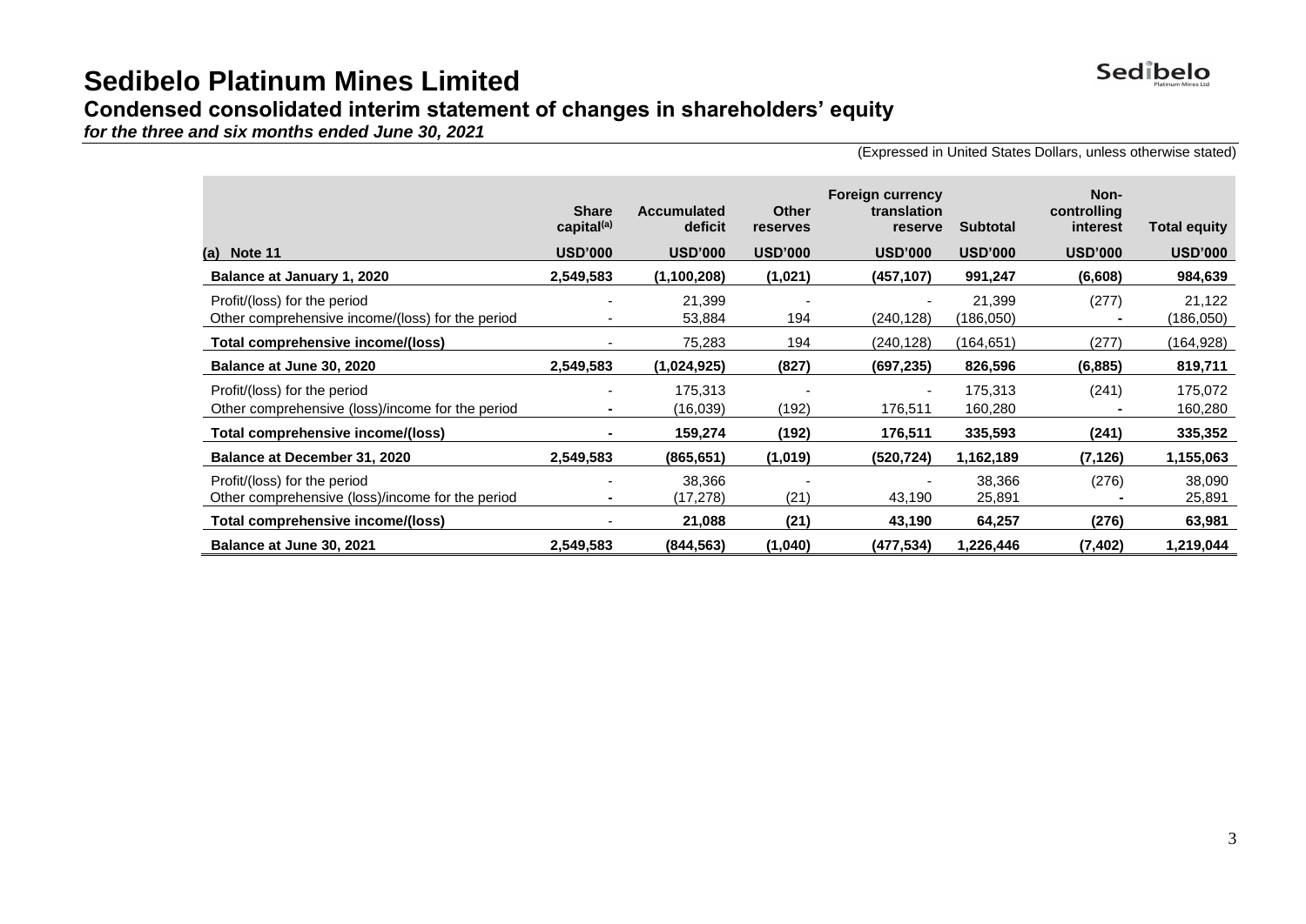# Sedibelo Platinum Mines Limited

## Condensed consolidated interim statement of changes in shareholders' equity

***for the three and six months ended June 30, 2021***

(Expressed in United States Dollars, unless otherwise stated)

| | Share capital[(a)] | Accumulated deficit | Other reserves | Foreign currency translation reserve | Subtotal | Non-controlling interest | Total equity |
|---|---|---|---|---|---|---|---|
| (a) Note 11 | USD'000 | USD'000 | USD'000 | USD'000 | USD'000 | USD'000 | USD'000 |
| **Balance at January 1, 2020** | **2,549,583** | **(1,100,208)** | **(1,021)** | **(457,107)** | **991,247** | **(6,608)** | **984,639** |
| Profit/(loss) for the period | - | 21,399 | - | - | 21,399 | (277) | 21,122 |
| Other comprehensive income/(loss) for the period | - | 53,884 | 194 | (240,128) | (186,050) | - | (186,050) |
| **Total comprehensive income/(loss)** | - | 75,283 | 194 | (240,128) | (164,651) | (277) | (164,928) |
| **Balance at June 30, 2020** | **2,549,583** | **(1,024,925)** | **(827)** | **(697,235)** | **826,596** | **(6,885)** | **819,711** |
| Profit/(loss) for the period | - | 175,313 | - | - | 175,313 | (241) | 175,072 |
| Other comprehensive (loss)/income for the period | - | (16,039) | (192) | 176,511 | 160,280 | - | 160,280 |
| **Total comprehensive income/(loss)** | **-** | **159,274** | **(192)** | **176,511** | **335,593** | **(241)** | **335,352** |
| **Balance at December 31, 2020** | **2,549,583** | **(865,651)** | **(1,019)** | **(520,724)** | **1,162,189** | **(7,126)** | **1,155,063** |
| Profit/(loss) for the period | - | 38,366 | - | - | 38,366 | (276) | 38,090 |
| Other comprehensive (loss)/income for the period | - | (17,278) | (21) | 43,190 | 25,891 | - | 25,891 |
| **Total comprehensive income/(loss)** | - | **21,088** | **(21)** | **43,190** | **64,257** | **(276)** | **63,981** |
| **Balance at June 30, 2021** | **2,549,583** | **(844,563)** | **(1,040)** | **(477,534)** | **1,226,446** | **(7,402)** | **1,219,044** |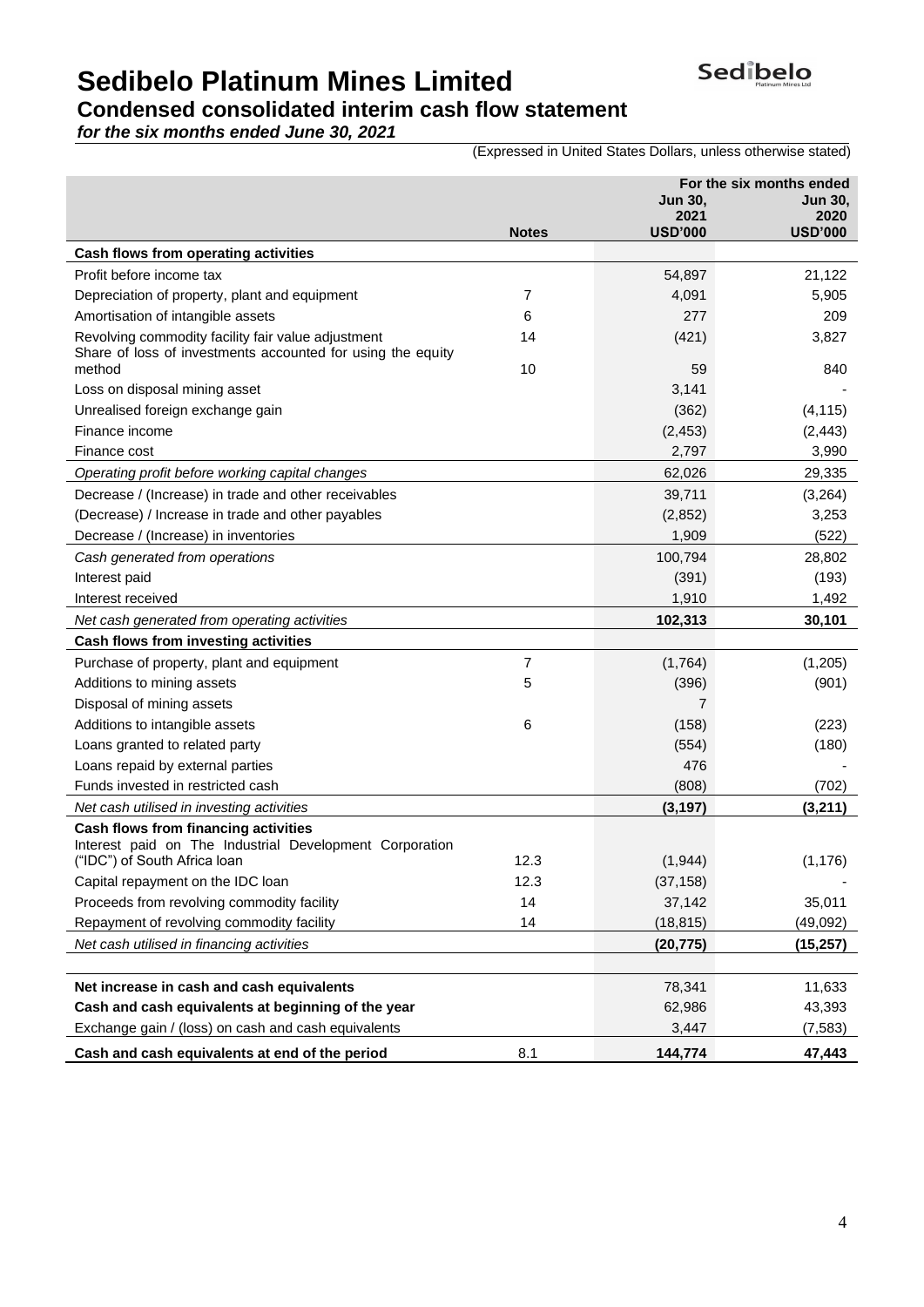# Sedibelo Platinum Mines Limited

## Condensed consolidated interim cash flow statement

***for the six months ended June 30, 2021***

(Expressed in United States Dollars, unless otherwise stated)

| | Notes | For the six months ended Jun 30, 2021 USD'000 | Jun 30, 2020 USD'000 |
|---|---|---|---|
| **Cash flows from operating activities** | | | |
| Profit before income tax | | 54,897 | 21,122 |
| Depreciation of property, plant and equipment | 7 | 4,091 | 5,905 |
| Amortisation of intangible assets | 6 | 277 | 209 |
| Revolving commodity facility fair value adjustment | 14 | (421) | 3,827 |
| Share of loss of investments accounted for using the equity method | 10 | 59 | 840 |
| Loss on disposal mining asset | | 3,141 | - |
| Unrealised foreign exchange gain | | (362) | (4,115) |
| Finance income | | (2,453) | (2,443) |
| Finance cost | | 2,797 | 3,990 |
| *Operating profit before working capital changes* | | 62,026 | 29,335 |
| Decrease / (Increase) in trade and other receivables | | 39,711 | (3,264) |
| (Decrease) / Increase in trade and other payables | | (2,852) | 3,253 |
| Decrease / (Increase) in inventories | | 1,909 | (522) |
| *Cash generated from operations* | | 100,794 | 28,802 |
| Interest paid | | (391) | (193) |
| Interest received | | 1,910 | 1,492 |
| *Net cash generated from operating activities* | | **102,313** | **30,101** |
| **Cash flows from investing activities** | | | |
| Purchase of property, plant and equipment | 7 | (1,764) | (1,205) |
| Additions to mining assets | 5 | (396) | (901) |
| Disposal of mining assets | | 7 | |
| Additions to intangible assets | 6 | (158) | (223) |
| Loans granted to related party | | (554) | (180) |
| Loans repaid by external parties | | 476 | - |
| Funds invested in restricted cash | | (808) | (702) |
| *Net cash utilised in investing activities* | | **(3,197)** | **(3,211)** |
| **Cash flows from financing activities** | | | |
| Interest paid on The Industrial Development Corporation ("IDC") of South Africa loan | 12.3 | (1,944) | (1,176) |
| Capital repayment on the IDC loan | 12.3 | (37,158) | - |
| Proceeds from revolving commodity facility | 14 | 37,142 | 35,011 |
| Repayment of revolving commodity facility | 14 | (18,815) | (49,092) |
| *Net cash utilised in financing activities* | | **(20,775)** | **(15,257)** |
| | | | |
| **Net increase in cash and cash equivalents** | | 78,341 | 11,633 |
| **Cash and cash equivalents at beginning of the year** | | 62,986 | 43,393 |
| Exchange gain / (loss) on cash and cash equivalents | | 3,447 | (7,583) |
| **Cash and cash equivalents at end of the period** | 8.1 | **144,774** | **47,443** |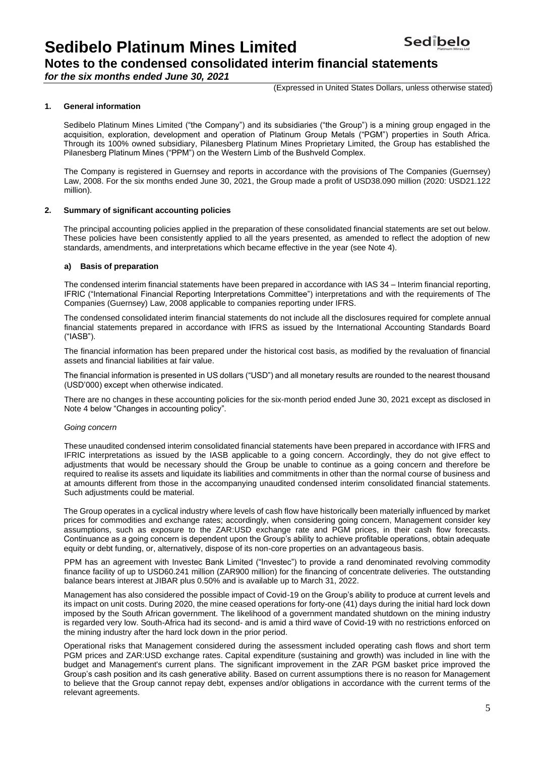# Sedibelo Platinum Mines Limited

## Notes to the condensed consolidated interim financial statements

*for the six months ended June 30, 2021*

(Expressed in United States Dollars, unless otherwise stated)

### 1. General information

Sedibelo Platinum Mines Limited ("the Company") and its subsidiaries ("the Group") is a mining group engaged in the acquisition, exploration, development and operation of Platinum Group Metals ("PGM") properties in South Africa. Through its 100% owned subsidiary, Pilanesberg Platinum Mines Proprietary Limited, the Group has established the Pilanesberg Platinum Mines ("PPM") on the Western Limb of the Bushveld Complex.

The Company is registered in Guernsey and reports in accordance with the provisions of The Companies (Guernsey) Law, 2008. For the six months ended June 30, 2021, the Group made a profit of USD38.090 million (2020: USD21.122 million).

### 2. Summary of significant accounting policies

The principal accounting policies applied in the preparation of these consolidated financial statements are set out below. These policies have been consistently applied to all the years presented, as amended to reflect the adoption of new standards, amendments, and interpretations which became effective in the year (see Note 4).

#### a) Basis of preparation

The condensed interim financial statements have been prepared in accordance with IAS 34 – Interim financial reporting, IFRIC ("International Financial Reporting Interpretations Committee") interpretations and with the requirements of The Companies (Guernsey) Law, 2008 applicable to companies reporting under IFRS.

The condensed consolidated interim financial statements do not include all the disclosures required for complete annual financial statements prepared in accordance with IFRS as issued by the International Accounting Standards Board ("IASB").

The financial information has been prepared under the historical cost basis, as modified by the revaluation of financial assets and financial liabilities at fair value.

The financial information is presented in US dollars ("USD") and all monetary results are rounded to the nearest thousand (USD'000) except when otherwise indicated.

There are no changes in these accounting policies for the six-month period ended June 30, 2021 except as disclosed in Note 4 below "Changes in accounting policy".

*Going concern*

These unaudited condensed interim consolidated financial statements have been prepared in accordance with IFRS and IFRIC interpretations as issued by the IASB applicable to a going concern. Accordingly, they do not give effect to adjustments that would be necessary should the Group be unable to continue as a going concern and therefore be required to realise its assets and liquidate its liabilities and commitments in other than the normal course of business and at amounts different from those in the accompanying unaudited condensed interim consolidated financial statements. Such adjustments could be material.

The Group operates in a cyclical industry where levels of cash flow have historically been materially influenced by market prices for commodities and exchange rates; accordingly, when considering going concern, Management consider key assumptions, such as exposure to the ZAR:USD exchange rate and PGM prices, in their cash flow forecasts. Continuance as a going concern is dependent upon the Group's ability to achieve profitable operations, obtain adequate equity or debt funding, or, alternatively, dispose of its non-core properties on an advantageous basis.

PPM has an agreement with Investec Bank Limited ("Investec") to provide a rand denominated revolving commodity finance facility of up to USD60.241 million (ZAR900 million) for the financing of concentrate deliveries. The outstanding balance bears interest at JIBAR plus 0.50% and is available up to March 31, 2022.

Management has also considered the possible impact of Covid-19 on the Group's ability to produce at current levels and its impact on unit costs. During 2020, the mine ceased operations for forty-one (41) days during the initial hard lock down imposed by the South African government. The likelihood of a government mandated shutdown on the mining industry is regarded very low. South-Africa had its second- and is amid a third wave of Covid-19 with no restrictions enforced on the mining industry after the hard lock down in the prior period.

Operational risks that Management considered during the assessment included operating cash flows and short term PGM prices and ZAR:USD exchange rates. Capital expenditure (sustaining and growth) was included in line with the budget and Management's current plans. The significant improvement in the ZAR PGM basket price improved the Group's cash position and its cash generative ability. Based on current assumptions there is no reason for Management to believe that the Group cannot repay debt, expenses and/or obligations in accordance with the current terms of the relevant agreements.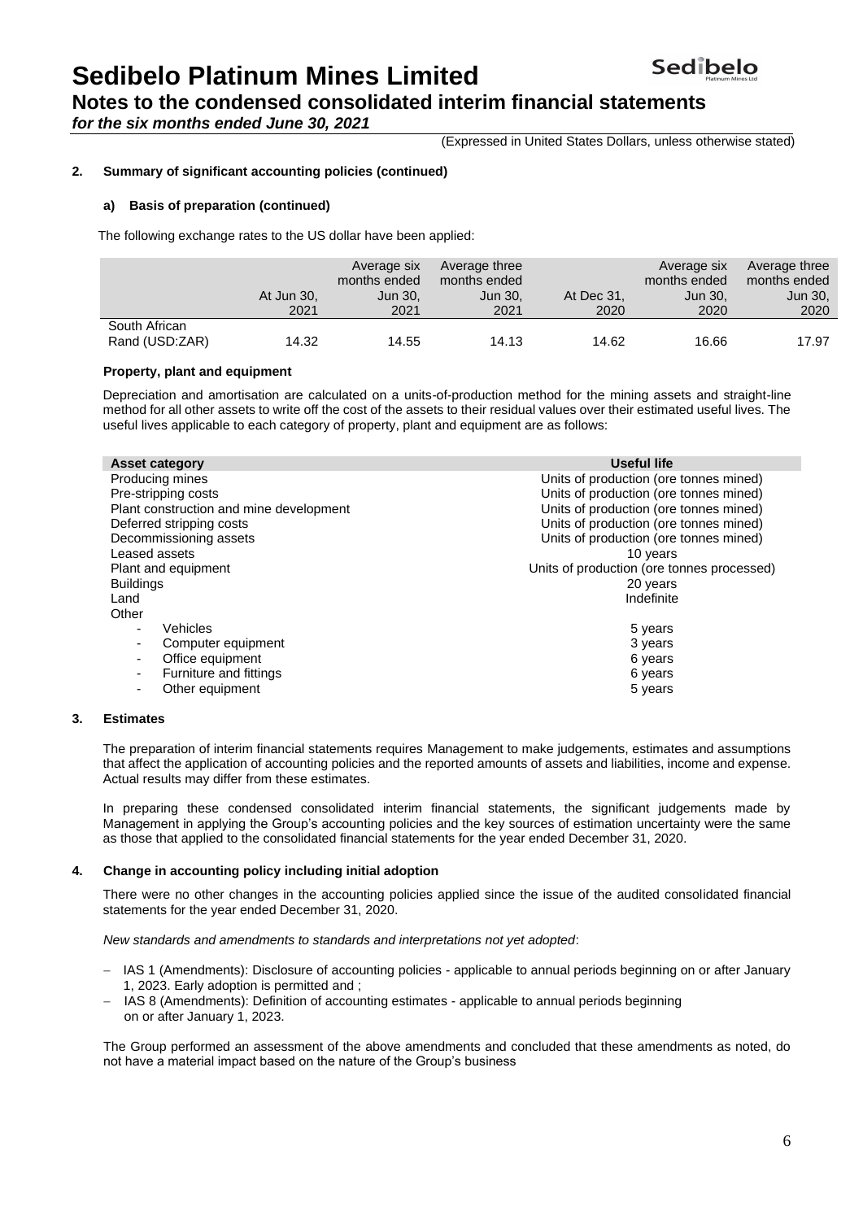# Sedibelo Platinum Mines Limited

## Notes to the condensed consolidated interim financial statements

*for the six months ended June 30, 2021*

(Expressed in United States Dollars, unless otherwise stated)

**2. Summary of significant accounting policies (continued)**

**a) Basis of preparation (continued)**

The following exchange rates to the US dollar have been applied:

| | At Jun 30, 2021 | Average six months ended Jun 30, 2021 | Average three months ended Jun 30, 2021 | At Dec 31, 2020 | Average six months ended Jun 30, 2020 | Average three months ended Jun 30, 2020 |
|---|---|---|---|---|---|---|
| South African Rand (USD:ZAR) | 14.32 | 14.55 | 14.13 | 14.62 | 16.66 | 17.97 |

**Property, plant and equipment**

Depreciation and amortisation are calculated on a units-of-production method for the mining assets and straight-line method for all other assets to write off the cost of the assets to their residual values over their estimated useful lives. The useful lives applicable to each category of property, plant and equipment are as follows:

| Asset category | Useful life |
|---|---|
| Producing mines | Units of production (ore tonnes mined) |
| Pre-stripping costs | Units of production (ore tonnes mined) |
| Plant construction and mine development | Units of production (ore tonnes mined) |
| Deferred stripping costs | Units of production (ore tonnes mined) |
| Decommissioning assets | Units of production (ore tonnes mined) |
| Leased assets | 10 years |
| Plant and equipment | Units of production (ore tonnes processed) |
| Buildings | 20 years |
| Land | Indefinite |
| Other | |
| - Vehicles | 5 years |
| - Computer equipment | 3 years |
| - Office equipment | 6 years |
| - Furniture and fittings | 6 years |
| - Other equipment | 5 years |

**3. Estimates**

The preparation of interim financial statements requires Management to make judgements, estimates and assumptions that affect the application of accounting policies and the reported amounts of assets and liabilities, income and expense. Actual results may differ from these estimates.

In preparing these condensed consolidated interim financial statements, the significant judgements made by Management in applying the Group's accounting policies and the key sources of estimation uncertainty were the same as those that applied to the consolidated financial statements for the year ended December 31, 2020.

**4. Change in accounting policy including initial adoption**

There were no other changes in the accounting policies applied since the issue of the audited consolidated financial statements for the year ended December 31, 2020.

*New standards and amendments to standards and interpretations not yet adopted*:

- IAS 1 (Amendments): Disclosure of accounting policies - applicable to annual periods beginning on or after January 1, 2023. Early adoption is permitted and ;
- IAS 8 (Amendments): Definition of accounting estimates - applicable to annual periods beginning on or after January 1, 2023.

The Group performed an assessment of the above amendments and concluded that these amendments as noted, do not have a material impact based on the nature of the Group's business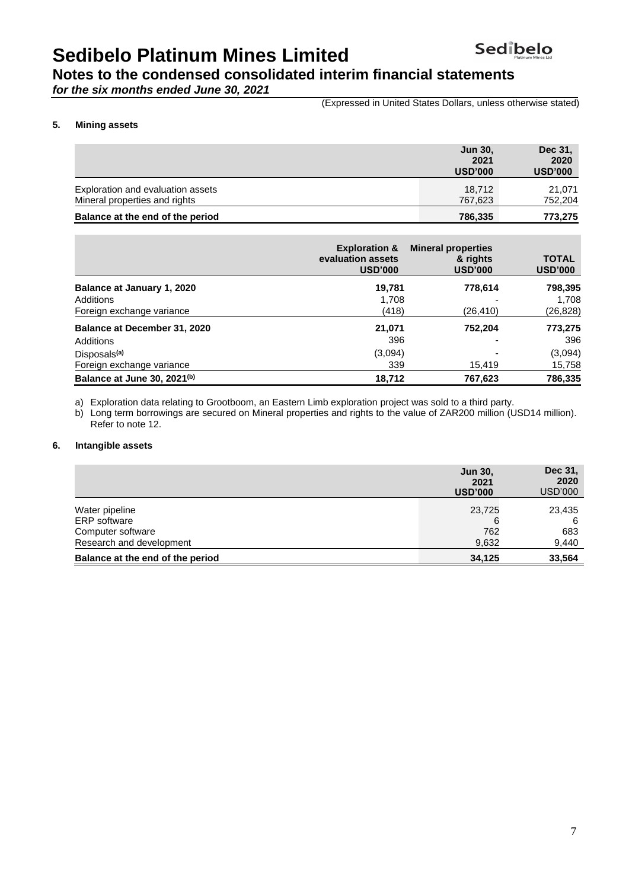# Sedibelo Platinum Mines Limited

## Notes to the condensed consolidated interim financial statements

***for the six months ended June 30, 2021***

(Expressed in United States Dollars, unless otherwise stated)

**5. Mining assets**

| | **Jun 30, 2021 USD'000** | **Dec 31, 2020 USD'000** |
|---|---|---|
| Exploration and evaluation assets | 18,712 | 21,071 |
| Mineral properties and rights | 767,623 | 752,204 |
| **Balance at the end of the period** | **786,335** | **773,275** |

| | **Exploration & evaluation assets USD'000** | **Mineral properties & rights USD'000** | **TOTAL USD'000** |
|---|---|---|---|
| **Balance at January 1, 2020** | **19,781** | **778,614** | **798,395** |
| Additions | 1,708 | - | 1,708 |
| Foreign exchange variance | (418) | (26,410) | (26,828) |
| **Balance at December 31, 2020** | **21,071** | **752,204** | **773,275** |
| Additions | 396 | - | 396 |
| Disposals[(a)] | (3,094) | - | (3,094) |
| Foreign exchange variance | 339 | 15,419 | 15,758 |
| **Balance at June 30, 2021[(b)]** | **18,712** | **767,623** | **786,335** |

a) Exploration data relating to Grootboom, an Eastern Limb exploration project was sold to a third party.

b) Long term borrowings are secured on Mineral properties and rights to the value of ZAR200 million (USD14 million). Refer to note 12.

**6. Intangible assets**

| | **Jun 30, 2021 USD'000** | **Dec 31, 2020** USD'000 |
|---|---|---|
| Water pipeline | 23,725 | 23,435 |
| ERP software | 6 | 6 |
| Computer software | 762 | 683 |
| Research and development | 9,632 | 9,440 |
| **Balance at the end of the period** | **34,125** | **33,564** |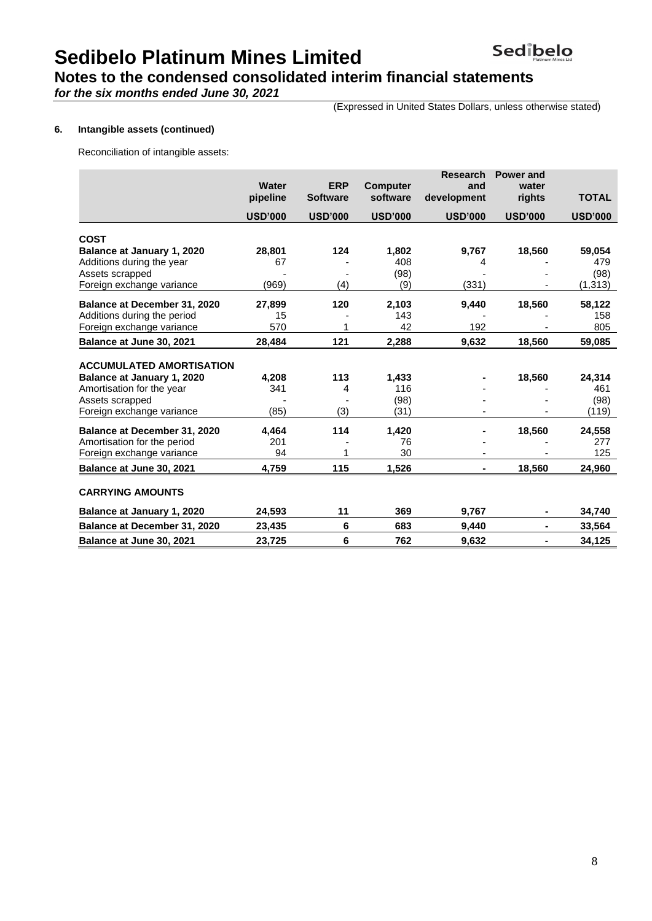# Sedibelo Platinum Mines Limited

## Notes to the condensed consolidated interim financial statements

*for the six months ended June 30, 2021*

(Expressed in United States Dollars, unless otherwise stated)

**6. Intangible assets (continued)**

Reconciliation of intangible assets:

| | Water pipeline | ERP Software | Computer software | Research and development | Power and water rights | TOTAL |
|---|---|---|---|---|---|---|
| | USD'000 | USD'000 | USD'000 | USD'000 | USD'000 | USD'000 |
| **COST** | | | | | | |
| **Balance at January 1, 2020** | **28,801** | **124** | **1,802** | **9,767** | **18,560** | **59,054** |
| Additions during the year | 67 | - | 408 | 4 | - | 479 |
| Assets scrapped | - | - | (98) | - | - | (98) |
| Foreign exchange variance | (969) | (4) | (9) | (331) | - | (1,313) |
| **Balance at December 31, 2020** | **27,899** | **120** | **2,103** | **9,440** | **18,560** | **58,122** |
| Additions during the period | 15 | - | 143 | - | - | 158 |
| Foreign exchange variance | 570 | 1 | 42 | 192 | - | 805 |
| **Balance at June 30, 2021** | **28,484** | **121** | **2,288** | **9,632** | **18,560** | **59,085** |
| **ACCUMULATED AMORTISATION** | | | | | | |
| **Balance at January 1, 2020** | **4,208** | **113** | **1,433** | **-** | **18,560** | **24,314** |
| Amortisation for the year | 341 | 4 | 116 | - | - | 461 |
| Assets scrapped | - | - | (98) | - | - | (98) |
| Foreign exchange variance | (85) | (3) | (31) | - | - | (119) |
| **Balance at December 31, 2020** | **4,464** | **114** | **1,420** | **-** | **18,560** | **24,558** |
| Amortisation for the period | 201 | - | 76 | - | - | 277 |
| Foreign exchange variance | 94 | 1 | 30 | - | - | 125 |
| **Balance at June 30, 2021** | **4,759** | **115** | **1,526** | **-** | **18,560** | **24,960** |
| **CARRYING AMOUNTS** | | | | | | |
| **Balance at January 1, 2020** | **24,593** | **11** | **369** | **9,767** | **-** | **34,740** |
| **Balance at December 31, 2020** | **23,435** | **6** | **683** | **9,440** | **-** | **33,564** |
| **Balance at June 30, 2021** | **23,725** | **6** | **762** | **9,632** | **-** | **34,125** |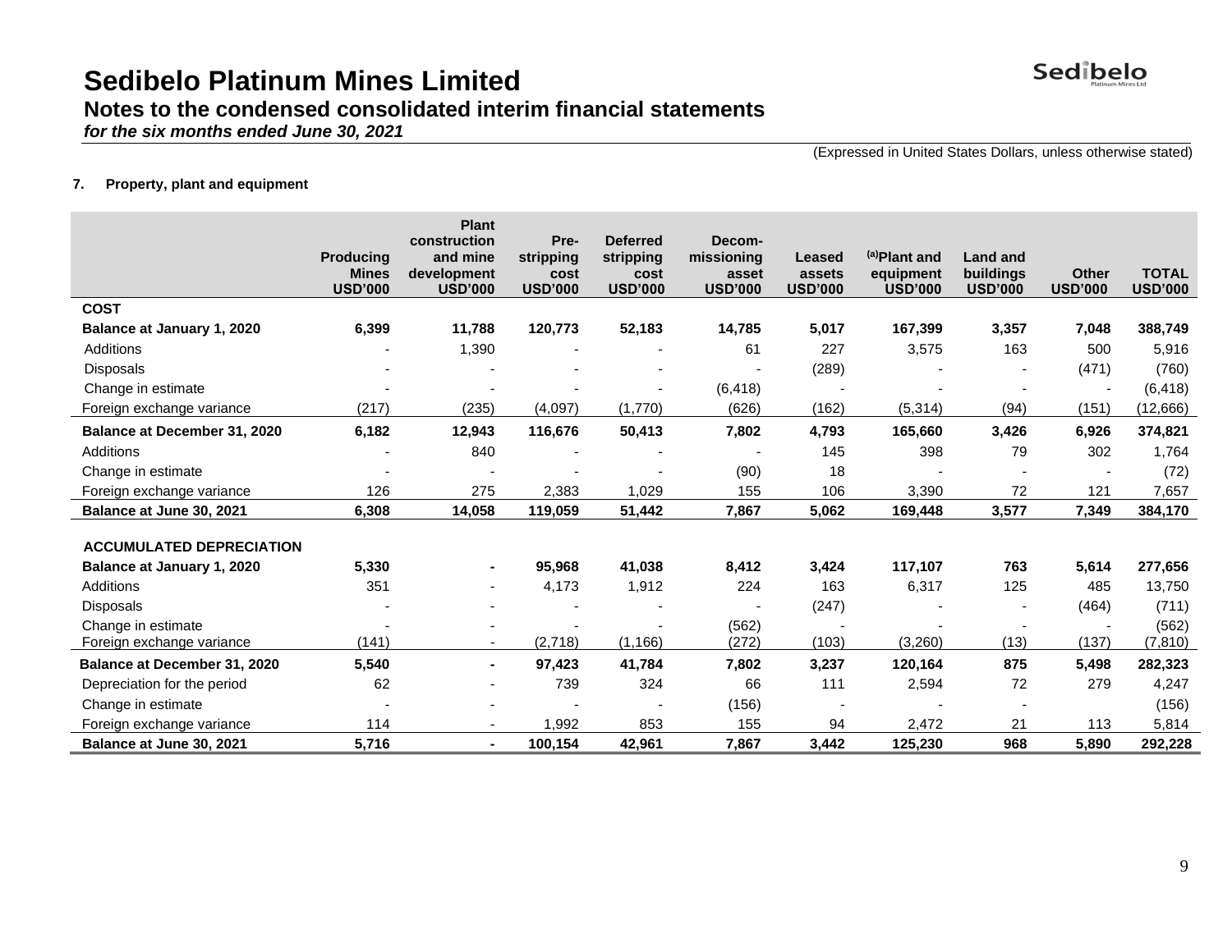# Sedibelo Platinum Mines Limited

## Notes to the condensed consolidated interim financial statements

***for the six months ended June 30, 2021***

(Expressed in United States Dollars, unless otherwise stated)

**7. Property, plant and equipment**

| | Producing Mines USD'000 | Plant construction and mine development USD'000 | Pre-stripping cost USD'000 | Deferred stripping cost USD'000 | Decom-missioning asset USD'000 | Leased assets USD'000 | [(a)]Plant and equipment USD'000 | Land and buildings USD'000 | Other USD'000 | TOTAL USD'000 |
|---|---|---|---|---|---|---|---|---|---|---|
| **COST** | | | | | | | | | | |
| **Balance at January 1, 2020** | **6,399** | **11,788** | **120,773** | **52,183** | **14,785** | **5,017** | **167,399** | **3,357** | **7,048** | **388,749** |
| Additions | - | 1,390 | - | - | 61 | 227 | 3,575 | 163 | 500 | 5,916 |
| Disposals | - | - | - | - | - | (289) | - | - | (471) | (760) |
| Change in estimate | - | - | - | - | (6,418) | - | - | - | - | (6,418) |
| Foreign exchange variance | (217) | (235) | (4,097) | (1,770) | (626) | (162) | (5,314) | (94) | (151) | (12,666) |
| **Balance at December 31, 2020** | **6,182** | **12,943** | **116,676** | **50,413** | **7,802** | **4,793** | **165,660** | **3,426** | **6,926** | **374,821** |
| Additions | - | 840 | - | - | - | 145 | 398 | 79 | 302 | 1,764 |
| Change in estimate | - | - | - | - | (90) | 18 | - | - | - | (72) |
| Foreign exchange variance | 126 | 275 | 2,383 | 1,029 | 155 | 106 | 3,390 | 72 | 121 | 7,657 |
| **Balance at June 30, 2021** | **6,308** | **14,058** | **119,059** | **51,442** | **7,867** | **5,062** | **169,448** | **3,577** | **7,349** | **384,170** |
| | | | | | | | | | | |
| **ACCUMULATED DEPRECIATION** | | | | | | | | | | |
| **Balance at January 1, 2020** | **5,330** | **-** | **95,968** | **41,038** | **8,412** | **3,424** | **117,107** | **763** | **5,614** | **277,656** |
| Additions | 351 | - | 4,173 | 1,912 | 224 | 163 | 6,317 | 125 | 485 | 13,750 |
| Disposals | - | - | - | - | - | (247) | - | - | (464) | (711) |
| Change in estimate | - | - | - | - | (562) | - | - | - | - | (562) |
| Foreign exchange variance | (141) | - | (2,718) | (1,166) | (272) | (103) | (3,260) | (13) | (137) | (7,810) |
| **Balance at December 31, 2020** | **5,540** | **-** | **97,423** | **41,784** | **7,802** | **3,237** | **120,164** | **875** | **5,498** | **282,323** |
| Depreciation for the period | 62 | - | 739 | 324 | 66 | 111 | 2,594 | 72 | 279 | 4,247 |
| Change in estimate | - | - | - | - | (156) | - | - | - | | (156) |
| Foreign exchange variance | 114 | - | 1,992 | 853 | 155 | 94 | 2,472 | 21 | 113 | 5,814 |
| **Balance at June 30, 2021** | **5,716** | **-** | **100,154** | **42,961** | **7,867** | **3,442** | **125,230** | **968** | **5,890** | **292,228** |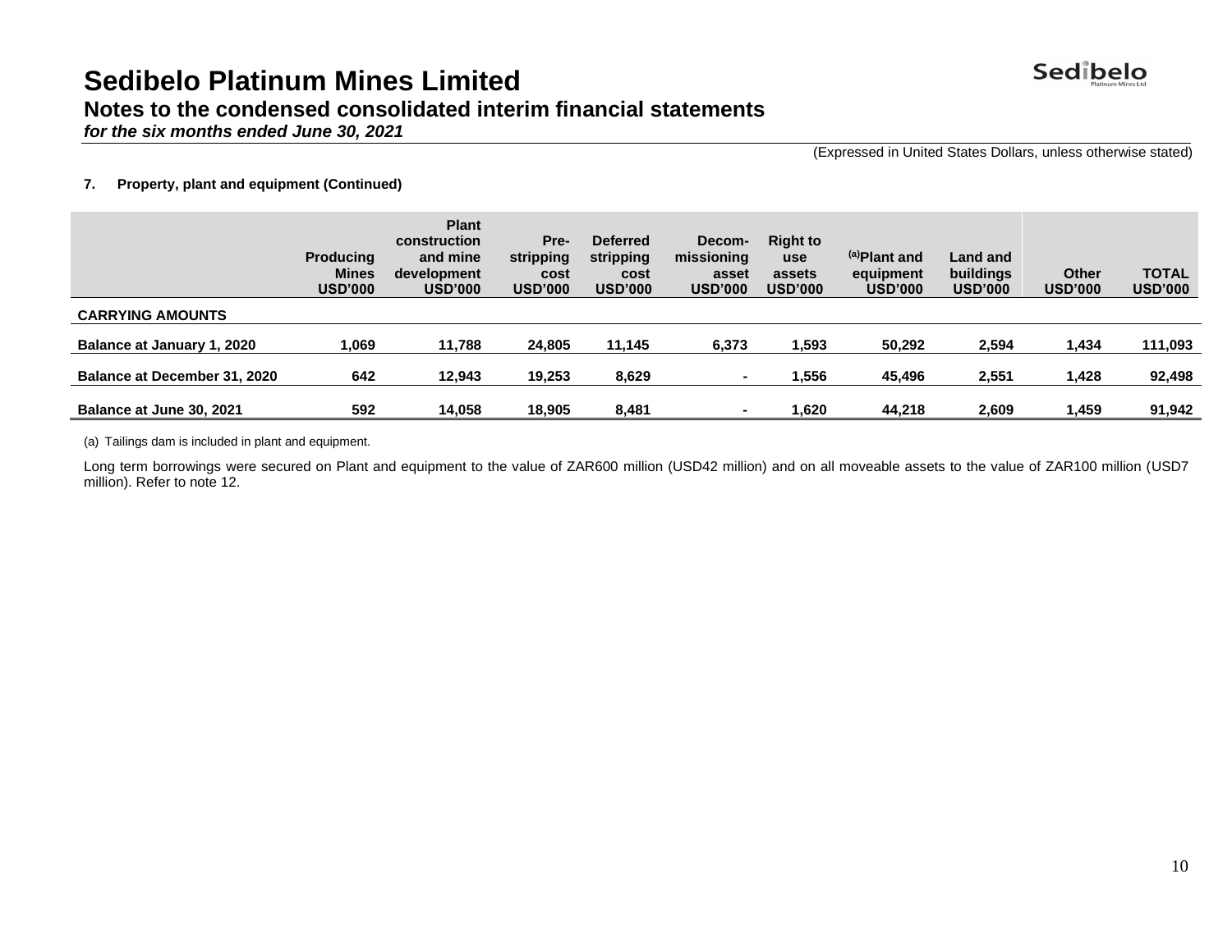# Sedibelo Platinum Mines Limited

## Notes to the condensed consolidated interim financial statements

***for the six months ended June 30, 2021***

(Expressed in United States Dollars, unless otherwise stated)

**7. Property, plant and equipment (Continued)**

| | Producing Mines USD'000 | Plant construction and mine development USD'000 | Pre-stripping cost USD'000 | Deferred stripping cost USD'000 | Decom-missioning asset USD'000 | Right to use assets USD'000 | [(a)]Plant and equipment USD'000 | Land and buildings USD'000 | Other USD'000 | TOTAL USD'000 |
|---|---|---|---|---|---|---|---|---|---|---|
| **CARRYING AMOUNTS** | | | | | | | | | | |
| **Balance at January 1, 2020** | 1,069 | 11,788 | 24,805 | 11,145 | 6,373 | 1,593 | 50,292 | 2,594 | 1,434 | 111,093 |
| **Balance at December 31, 2020** | 642 | 12,943 | 19,253 | 8,629 | - | 1,556 | 45,496 | 2,551 | 1,428 | 92,498 |
| **Balance at June 30, 2021** | 592 | 14,058 | 18,905 | 8,481 | - | 1,620 | 44,218 | 2,609 | 1,459 | 91,942 |

(a) Tailings dam is included in plant and equipment.

Long term borrowings were secured on Plant and equipment to the value of ZAR600 million (USD42 million) and on all moveable assets to the value of ZAR100 million (USD7 million). Refer to note 12.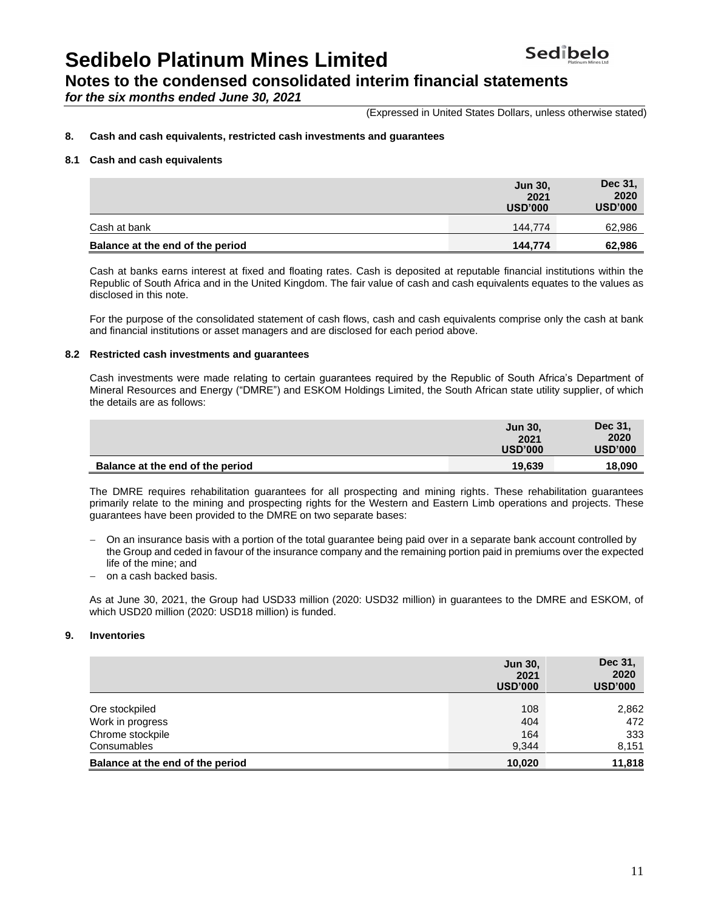# Sedibelo Platinum Mines Limited

## Notes to the condensed consolidated interim financial statements

***for the six months ended June 30, 2021***

(Expressed in United States Dollars, unless otherwise stated)

### 8. Cash and cash equivalents, restricted cash investments and guarantees

#### 8.1 Cash and cash equivalents

| | Jun 30, 2021 USD'000 | Dec 31, 2020 USD'000 |
|---|---|---|
| Cash at bank | 144,774 | 62,986 |
| **Balance at the end of the period** | **144,774** | **62,986** |

Cash at banks earns interest at fixed and floating rates. Cash is deposited at reputable financial institutions within the Republic of South Africa and in the United Kingdom. The fair value of cash and cash equivalents equates to the values as disclosed in this note.

For the purpose of the consolidated statement of cash flows, cash and cash equivalents comprise only the cash at bank and financial institutions or asset managers and are disclosed for each period above.

#### 8.2 Restricted cash investments and guarantees

Cash investments were made relating to certain guarantees required by the Republic of South Africa's Department of Mineral Resources and Energy ("DMRE") and ESKOM Holdings Limited, the South African state utility supplier, of which the details are as follows:

| | Jun 30, 2021 USD'000 | Dec 31, 2020 USD'000 |
|---|---|---|
| **Balance at the end of the period** | **19,639** | **18,090** |

The DMRE requires rehabilitation guarantees for all prospecting and mining rights. These rehabilitation guarantees primarily relate to the mining and prospecting rights for the Western and Eastern Limb operations and projects. These guarantees have been provided to the DMRE on two separate bases:

- On an insurance basis with a portion of the total guarantee being paid over in a separate bank account controlled by the Group and ceded in favour of the insurance company and the remaining portion paid in premiums over the expected life of the mine; and
- on a cash backed basis.

As at June 30, 2021, the Group had USD33 million (2020: USD32 million) in guarantees to the DMRE and ESKOM, of which USD20 million (2020: USD18 million) is funded.

### 9. Inventories

| | Jun 30, 2021 USD'000 | Dec 31, 2020 USD'000 |
|---|---|---|
| Ore stockpiled | 108 | 2,862 |
| Work in progress | 404 | 472 |
| Chrome stockpile | 164 | 333 |
| Consumables | 9,344 | 8,151 |
| **Balance at the end of the period** | **10,020** | **11,818** |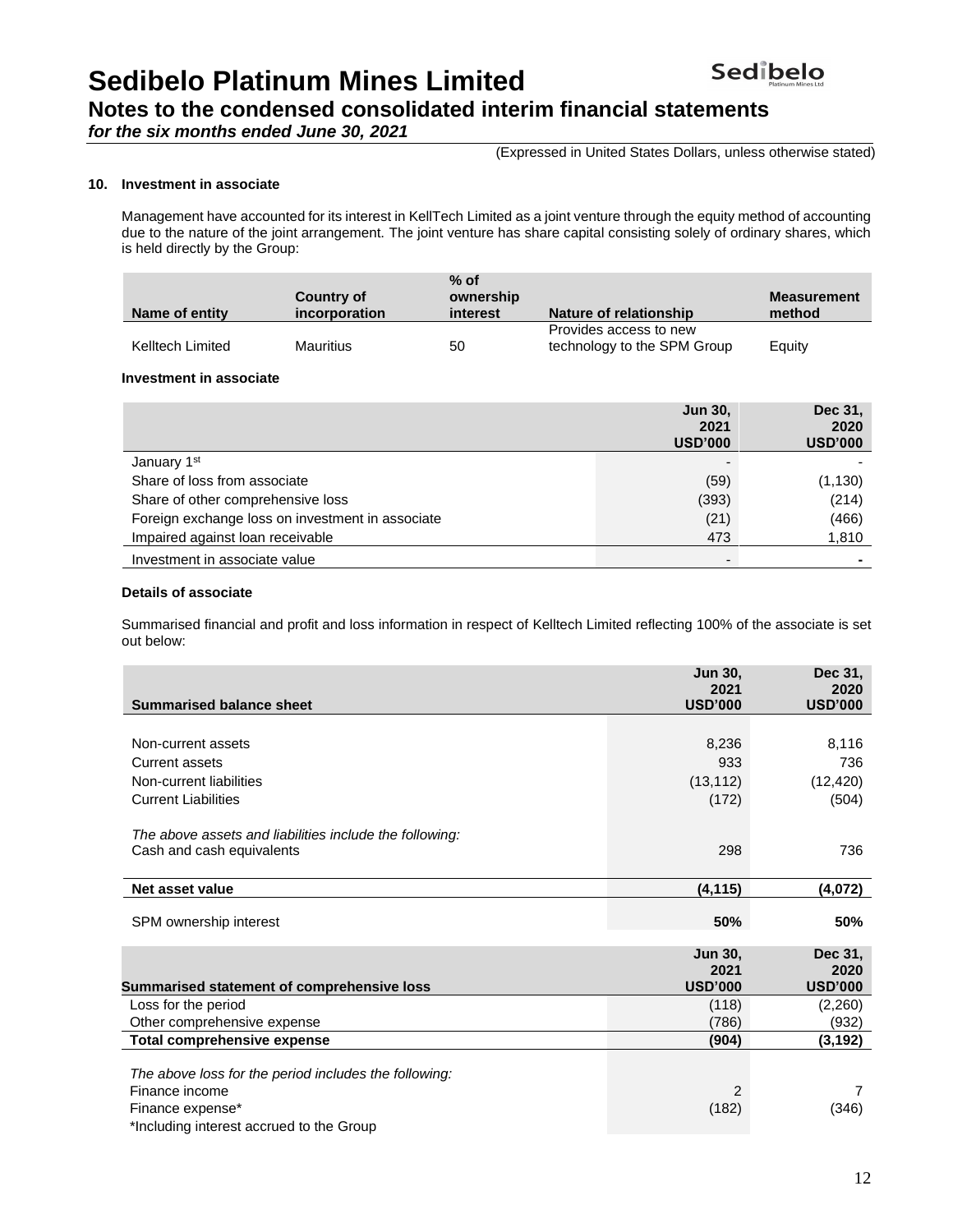# Sedibelo Platinum Mines Limited

## Notes to the condensed consolidated interim financial statements

*for the six months ended June 30, 2021*

(Expressed in United States Dollars, unless otherwise stated)

### 10. Investment in associate

Management have accounted for its interest in KellTech Limited as a joint venture through the equity method of accounting due to the nature of the joint arrangement. The joint venture has share capital consisting solely of ordinary shares, which is held directly by the Group:

| Name of entity | Country of incorporation | % of ownership interest | Nature of relationship | Measurement method |
|---|---|---|---|---|
| Kelltech Limited | Mauritius | 50 | Provides access to new technology to the SPM Group | Equity |

**Investment in associate**

| | Jun 30, 2021 USD'000 | Dec 31, 2020 USD'000 |
|---|---|---|
| January 1st | - | - |
| Share of loss from associate | (59) | (1,130) |
| Share of other comprehensive loss | (393) | (214) |
| Foreign exchange loss on investment in associate | (21) | (466) |
| Impaired against loan receivable | 473 | 1,810 |
| Investment in associate value | - | **-** |

**Details of associate**

Summarised financial and profit and loss information in respect of Kelltech Limited reflecting 100% of the associate is set out below:

| **Summarised balance sheet** | Jun 30, 2021 USD'000 | Dec 31, 2020 USD'000 |
|---|---|---|
| Non-current assets | 8,236 | 8,116 |
| Current assets | 933 | 736 |
| Non-current liabilities | (13,112) | (12,420) |
| Current Liabilities | (172) | (504) |
| *The above assets and liabilities include the following:* | | |
| Cash and cash equivalents | 298 | 736 |
| **Net asset value** | **(4,115)** | **(4,072)** |
| SPM ownership interest | **50%** | **50%** |

| **Summarised statement of comprehensive loss** | Jun 30, 2021 USD'000 | Dec 31, 2020 USD'000 |
|---|---|---|
| Loss for the period | (118) | (2,260) |
| Other comprehensive expense | (786) | (932) |
| **Total comprehensive expense** | **(904)** | **(3,192)** |
| *The above loss for the period includes the following:* | | |
| Finance income | 2 | 7 |
| Finance expense* | (182) | (346) |
| *Including interest accrued to the Group | | |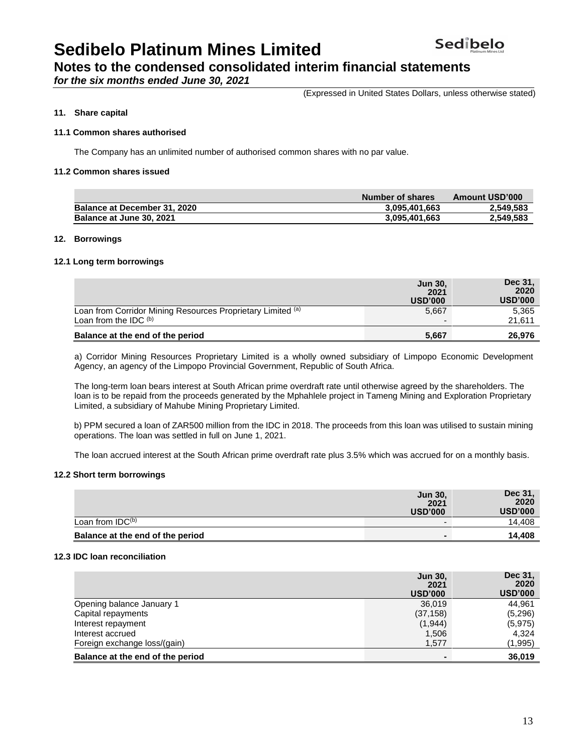# Sedibelo Platinum Mines Limited

## Notes to the condensed consolidated interim financial statements

*for the six months ended June 30, 2021*

(Expressed in United States Dollars, unless otherwise stated)

### 11. Share capital

#### 11.1 Common shares authorised

The Company has an unlimited number of authorised common shares with no par value.

#### 11.2 Common shares issued

| | Number of shares | Amount USD'000 |
|---|---|---|
| **Balance at December 31, 2020** | **3,095,401,663** | **2,549,583** |
| **Balance at June 30, 2021** | **3,095,401,663** | **2,549,583** |

### 12. Borrowings

#### 12.1 Long term borrowings

| | Jun 30, 2021 USD'000 | Dec 31, 2020 USD'000 |
|---|---|---|
| Loan from Corridor Mining Resources Proprietary Limited [(a)] | 5,667 | 5,365 |
| Loan from the IDC [(b)] | - | 21,611 |
| **Balance at the end of the period** | **5,667** | **26,976** |

a) Corridor Mining Resources Proprietary Limited is a wholly owned subsidiary of Limpopo Economic Development Agency, an agency of the Limpopo Provincial Government, Republic of South Africa.

The long-term loan bears interest at South African prime overdraft rate until otherwise agreed by the shareholders. The loan is to be repaid from the proceeds generated by the Mphahlele project in Tameng Mining and Exploration Proprietary Limited, a subsidiary of Mahube Mining Proprietary Limited.

b) PPM secured a loan of ZAR500 million from the IDC in 2018. The proceeds from this loan was utilised to sustain mining operations. The loan was settled in full on June 1, 2021.

The loan accrued interest at the South African prime overdraft rate plus 3.5% which was accrued for on a monthly basis.

#### 12.2 Short term borrowings

| | Jun 30, 2021 USD'000 | Dec 31, 2020 USD'000 |
|---|---|---|
| Loan from IDC[(b)] | - | 14,408 |
| **Balance at the end of the period** | **-** | **14,408** |

#### 12.3 IDC loan reconciliation

| | Jun 30, 2021 USD'000 | Dec 31, 2020 USD'000 |
|---|---|---|
| Opening balance January 1 | 36,019 | 44,961 |
| Capital repayments | (37,158) | (5,296) |
| Interest repayment | (1,944) | (5,975) |
| Interest accrued | 1,506 | 4,324 |
| Foreign exchange loss/(gain) | 1,577 | (1,995) |
| **Balance at the end of the period** | **-** | **36,019** |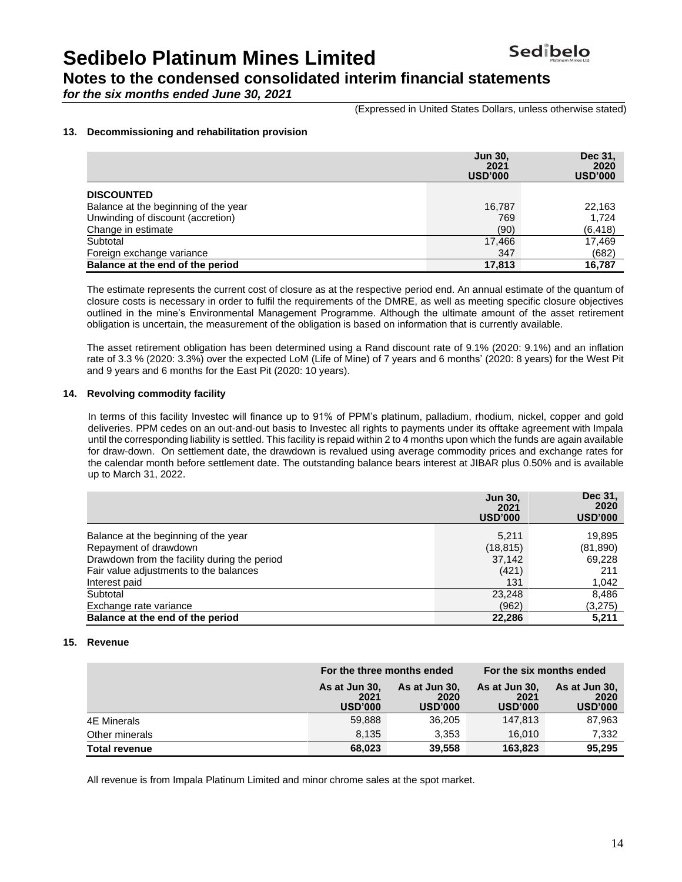# Sedibelo Platinum Mines Limited

## Notes to the condensed consolidated interim financial statements

*for the six months ended June 30, 2021*

(Expressed in United States Dollars, unless otherwise stated)

### 13. Decommissioning and rehabilitation provision

| | Jun 30, 2021 USD'000 | Dec 31, 2020 USD'000 |
|---|---|---|
| **DISCOUNTED** | | |
| Balance at the beginning of the year | 16,787 | 22,163 |
| Unwinding of discount (accretion) | 769 | 1,724 |
| Change in estimate | (90) | (6,418) |
| Subtotal | 17,466 | 17,469 |
| Foreign exchange variance | 347 | (682) |
| **Balance at the end of the period** | **17,813** | **16,787** |

The estimate represents the current cost of closure as at the respective period end. An annual estimate of the quantum of closure costs is necessary in order to fulfil the requirements of the DMRE, as well as meeting specific closure objectives outlined in the mine's Environmental Management Programme. Although the ultimate amount of the asset retirement obligation is uncertain, the measurement of the obligation is based on information that is currently available.

The asset retirement obligation has been determined using a Rand discount rate of 9.1% (2020: 9.1%) and an inflation rate of 3.3 % (2020: 3.3%) over the expected LoM (Life of Mine) of 7 years and 6 months' (2020: 8 years) for the West Pit and 9 years and 6 months for the East Pit (2020: 10 years).

### 14. Revolving commodity facility

In terms of this facility Investec will finance up to 91% of PPM's platinum, palladium, rhodium, nickel, copper and gold deliveries. PPM cedes on an out-and-out basis to Investec all rights to payments under its offtake agreement with Impala until the corresponding liability is settled. This facility is repaid within 2 to 4 months upon which the funds are again available for draw-down. On settlement date, the drawdown is revalued using average commodity prices and exchange rates for the calendar month before settlement date. The outstanding balance bears interest at JIBAR plus 0.50% and is available up to March 31, 2022.

| | Jun 30, 2021 USD'000 | Dec 31, 2020 USD'000 |
|---|---|---|
| Balance at the beginning of the year | 5,211 | 19,895 |
| Repayment of drawdown | (18,815) | (81,890) |
| Drawdown from the facility during the period | 37,142 | 69,228 |
| Fair value adjustments to the balances | (421) | 211 |
| Interest paid | 131 | 1,042 |
| Subtotal | 23,248 | 8,486 |
| Exchange rate variance | (962) | (3,275) |
| **Balance at the end of the period** | **22,286** | **5,211** |

### 15. Revenue

| | For the three months ended | | For the six months ended | |
|---|---|---|---|---|
| | As at Jun 30, 2021 USD'000 | As at Jun 30, 2020 USD'000 | As at Jun 30, 2021 USD'000 | As at Jun 30, 2020 USD'000 |
| 4E Minerals | 59,888 | 36,205 | 147,813 | 87,963 |
| Other minerals | 8,135 | 3,353 | 16,010 | 7,332 |
| **Total revenue** | **68,023** | **39,558** | **163,823** | **95,295** |

All revenue is from Impala Platinum Limited and minor chrome sales at the spot market.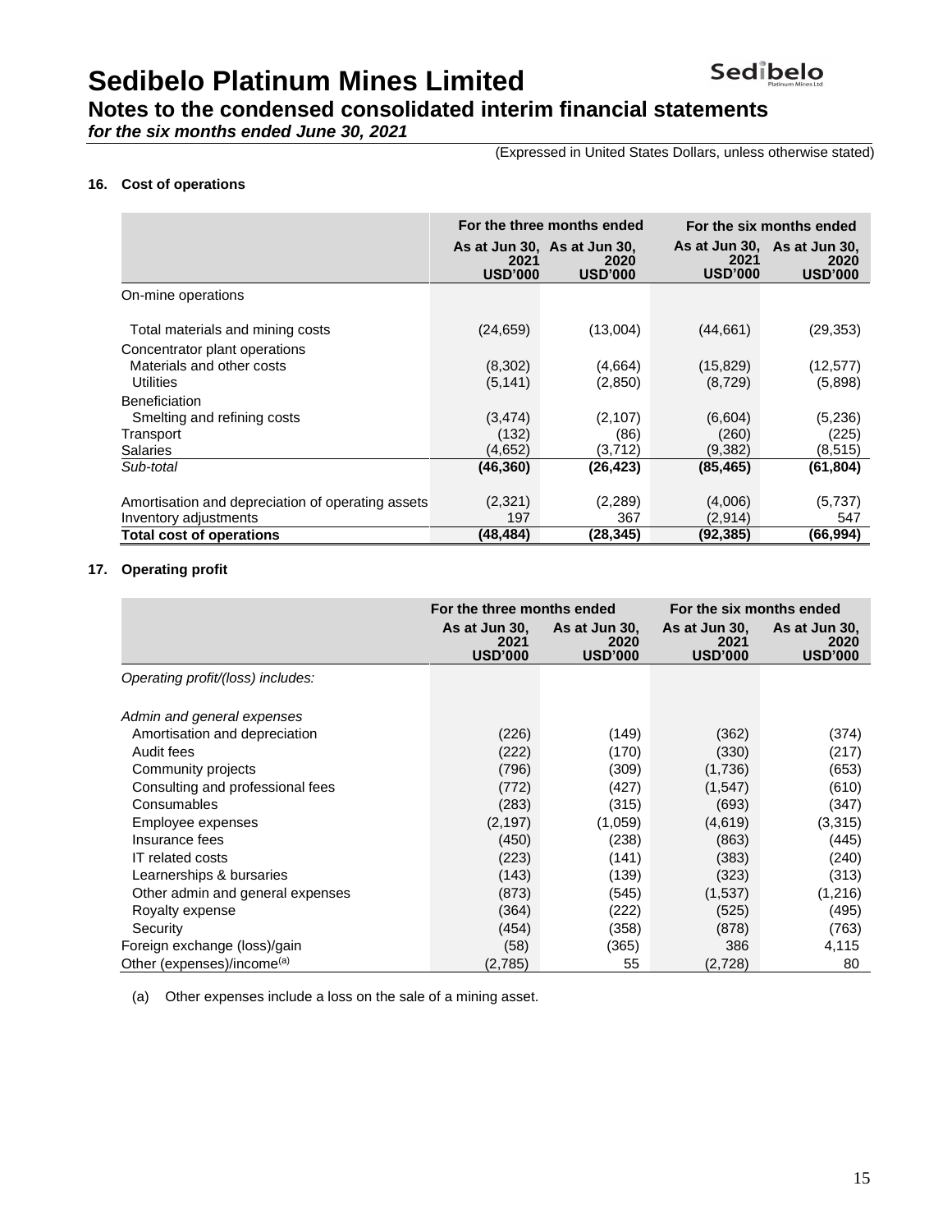# Sedibelo Platinum Mines Limited

## Notes to the condensed consolidated interim financial statements

***for the six months ended June 30, 2021***

(Expressed in United States Dollars, unless otherwise stated)

### 16. Cost of operations

| | For the three months ended | | For the six months ended | |
|---|---|---|---|---|
| | **As at Jun 30, 2021 USD'000** | **As at Jun 30, 2020 USD'000** | **As at Jun 30, 2021 USD'000** | **As at Jun 30, 2020 USD'000** |
| On-mine operations | | | | |
| Total materials and mining costs | (24,659) | (13,004) | (44,661) | (29,353) |
| Concentrator plant operations | | | | |
| Materials and other costs | (8,302) | (4,664) | (15,829) | (12,577) |
| Utilities | (5,141) | (2,850) | (8,729) | (5,898) |
| Beneficiation | | | | |
| Smelting and refining costs | (3,474) | (2,107) | (6,604) | (5,236) |
| Transport | (132) | (86) | (260) | (225) |
| Salaries | (4,652) | (3,712) | (9,382) | (8,515) |
| *Sub-total* | **(46,360)** | **(26,423)** | **(85,465)** | **(61,804)** |
| Amortisation and depreciation of operating assets | (2,321) | (2,289) | (4,006) | (5,737) |
| Inventory adjustments | 197 | 367 | (2,914) | 547 |
| **Total cost of operations** | **(48,484)** | **(28,345)** | **(92,385)** | **(66,994)** |

### 17. Operating profit

| | For the three months ended | | For the six months ended | |
|---|---|---|---|---|
| | **As at Jun 30, 2021 USD'000** | **As at Jun 30, 2020 USD'000** | **As at Jun 30, 2021 USD'000** | **As at Jun 30, 2020 USD'000** |
| *Operating profit/(loss) includes:* | | | | |
| *Admin and general expenses* | | | | |
| Amortisation and depreciation | (226) | (149) | (362) | (374) |
| Audit fees | (222) | (170) | (330) | (217) |
| Community projects | (796) | (309) | (1,736) | (653) |
| Consulting and professional fees | (772) | (427) | (1,547) | (610) |
| Consumables | (283) | (315) | (693) | (347) |
| Employee expenses | (2,197) | (1,059) | (4,619) | (3,315) |
| Insurance fees | (450) | (238) | (863) | (445) |
| IT related costs | (223) | (141) | (383) | (240) |
| Learnerships & bursaries | (143) | (139) | (323) | (313) |
| Other admin and general expenses | (873) | (545) | (1,537) | (1,216) |
| Royalty expense | (364) | (222) | (525) | (495) |
| Security | (454) | (358) | (878) | (763) |
| Foreign exchange (loss)/gain | (58) | (365) | 386 | 4,115 |
| Other (expenses)/income[(a)] | (2,785) | 55 | (2,728) | 80 |

(a) Other expenses include a loss on the sale of a mining asset.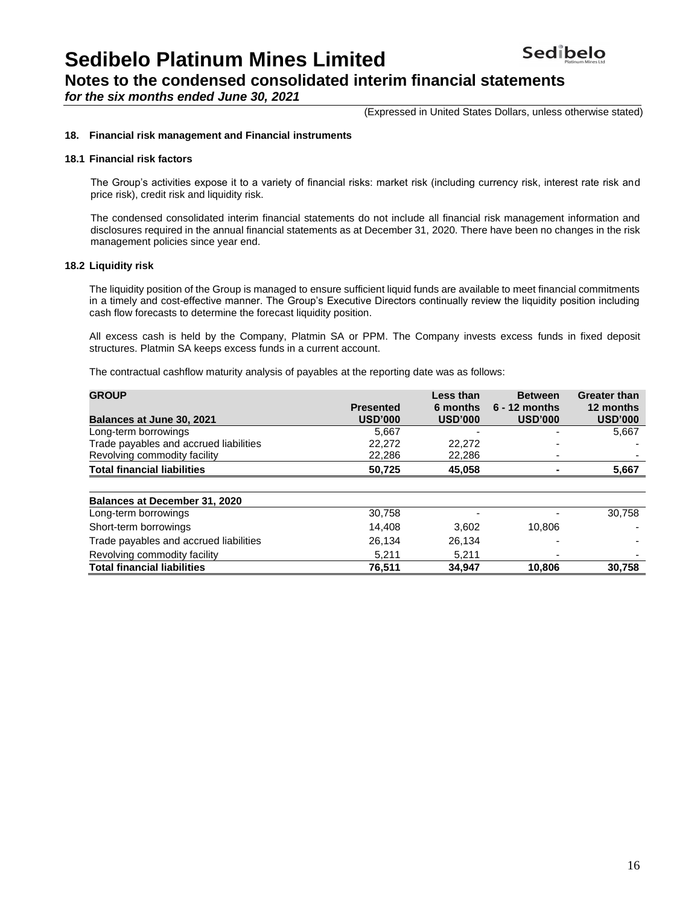# Sedibelo Platinum Mines Limited

## Notes to the condensed consolidated interim financial statements

***for the six months ended June 30, 2021***

(Expressed in United States Dollars, unless otherwise stated)

### 18. Financial risk management and Financial instruments

#### 18.1 Financial risk factors

The Group's activities expose it to a variety of financial risks: market risk (including currency risk, interest rate risk and price risk), credit risk and liquidity risk.

The condensed consolidated interim financial statements do not include all financial risk management information and disclosures required in the annual financial statements as at December 31, 2020. There have been no changes in the risk management policies since year end.

#### 18.2 Liquidity risk

The liquidity position of the Group is managed to ensure sufficient liquid funds are available to meet financial commitments in a timely and cost-effective manner. The Group's Executive Directors continually review the liquidity position including cash flow forecasts to determine the forecast liquidity position.

All excess cash is held by the Company, Platmin SA or PPM. The Company invests excess funds in fixed deposit structures. Platmin SA keeps excess funds in a current account.

The contractual cashflow maturity analysis of payables at the reporting date was as follows:

| GROUP<br>Balances at June 30, 2021 | Presented<br>USD'000 | Less than<br>6 months<br>USD'000 | Between<br>6 - 12 months<br>USD'000 | Greater than<br>12 months<br>USD'000 |
|---|---|---|---|---|
| Long-term borrowings | 5,667 | - | - | 5,667 |
| Trade payables and accrued liabilities | 22,272 | 22,272 | - | - |
| Revolving commodity facility | 22,286 | 22,286 | - | - |
| **Total financial liabilities** | **50,725** | **45,058** | **-** | **5,667** |
| | | | | |
| **Balances at December 31, 2020** | | | | |
| Long-term borrowings | 30,758 | - | - | 30,758 |
| Short-term borrowings | 14,408 | 3,602 | 10,806 | - |
| Trade payables and accrued liabilities | 26,134 | 26,134 | - | - |
| Revolving commodity facility | 5,211 | 5,211 | - | - |
| **Total financial liabilities** | **76,511** | **34,947** | **10,806** | **30,758** |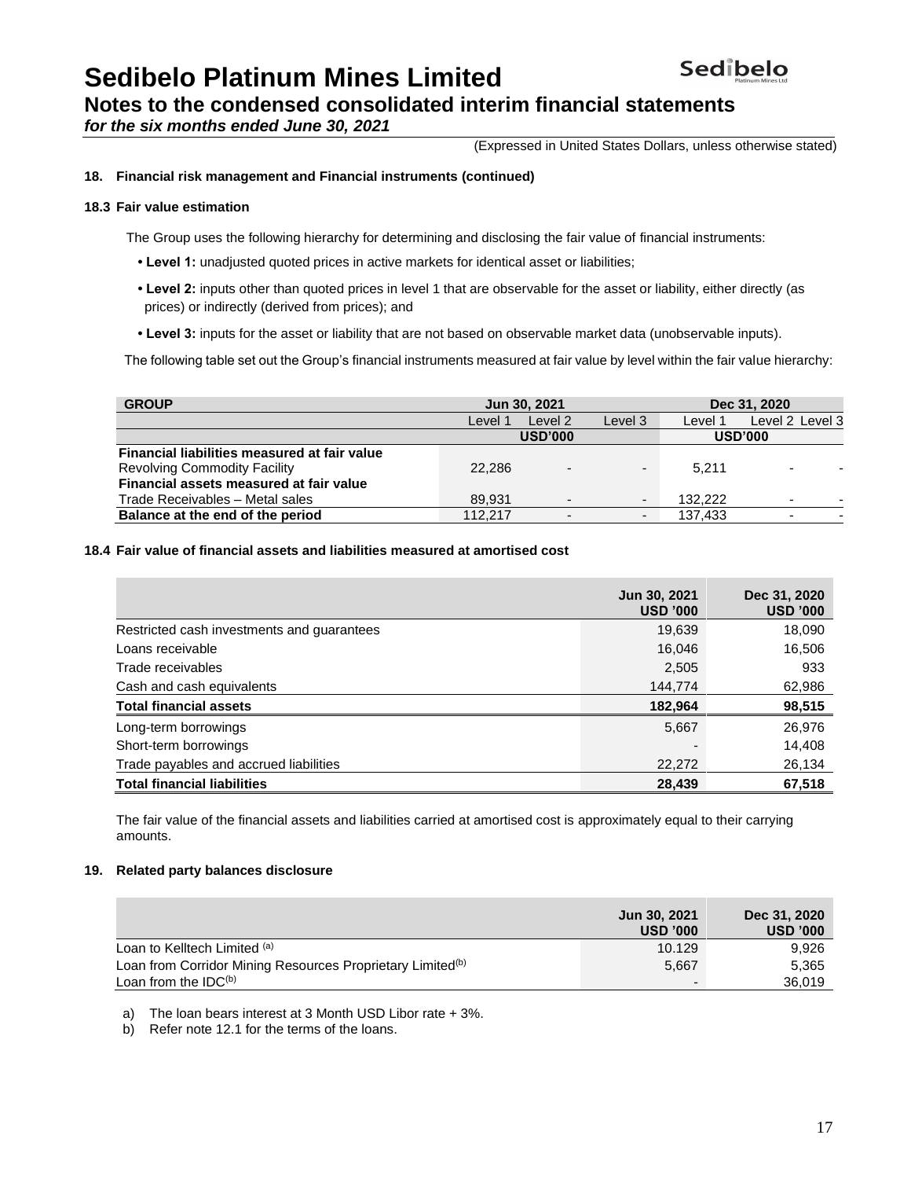# Sedibelo Platinum Mines Limited

## Notes to the condensed consolidated interim financial statements

*for the six months ended June 30, 2021*

(Expressed in United States Dollars, unless otherwise stated)

### 18. Financial risk management and Financial instruments (continued)

#### 18.3 Fair value estimation

The Group uses the following hierarchy for determining and disclosing the fair value of financial instruments:

- **Level 1:** unadjusted quoted prices in active markets for identical asset or liabilities;
- **Level 2:** inputs other than quoted prices in level 1 that are observable for the asset or liability, either directly (as prices) or indirectly (derived from prices); and
- **Level 3:** inputs for the asset or liability that are not based on observable market data (unobservable inputs).

The following table set out the Group's financial instruments measured at fair value by level within the fair value hierarchy:

| GROUP | Jun 30, 2021 | | | Dec 31, 2020 | | |
|---|---|---|---|---|---|---|
| | Level 1 | Level 2 | Level 3 | Level 1 | Level 2 | Level 3 |
| | USD'000 | | | USD'000 | | |
| **Financial liabilities measured at fair value** | | | | | | |
| Revolving Commodity Facility | 22,286 | - | - | 5,211 | - | - |
| **Financial assets measured at fair value** | | | | | | |
| Trade Receivables – Metal sales | 89,931 | - | - | 132,222 | - | - |
| **Balance at the end of the period** | 112,217 | - | - | 137,433 | - | - |

#### 18.4 Fair value of financial assets and liabilities measured at amortised cost

| | Jun 30, 2021 USD '000 | Dec 31, 2020 USD '000 |
|---|---|---|
| Restricted cash investments and guarantees | 19,639 | 18,090 |
| Loans receivable | 16,046 | 16,506 |
| Trade receivables | 2,505 | 933 |
| Cash and cash equivalents | 144,774 | 62,986 |
| **Total financial assets** | **182,964** | **98,515** |
| Long-term borrowings | 5,667 | 26,976 |
| Short-term borrowings | - | 14,408 |
| Trade payables and accrued liabilities | 22,272 | 26,134 |
| **Total financial liabilities** | **28,439** | **67,518** |

The fair value of the financial assets and liabilities carried at amortised cost is approximately equal to their carrying amounts.

### 19. Related party balances disclosure

| | Jun 30, 2021 USD '000 | Dec 31, 2020 USD '000 |
|---|---|---|
| Loan to Kelltech Limited (a) | 10.129 | 9,926 |
| Loan from Corridor Mining Resources Proprietary Limited(b) | 5,667 | 5,365 |
| Loan from the IDC(b) | - | 36,019 |

a) The loan bears interest at 3 Month USD Libor rate + 3%.
b) Refer note 12.1 for the terms of the loans.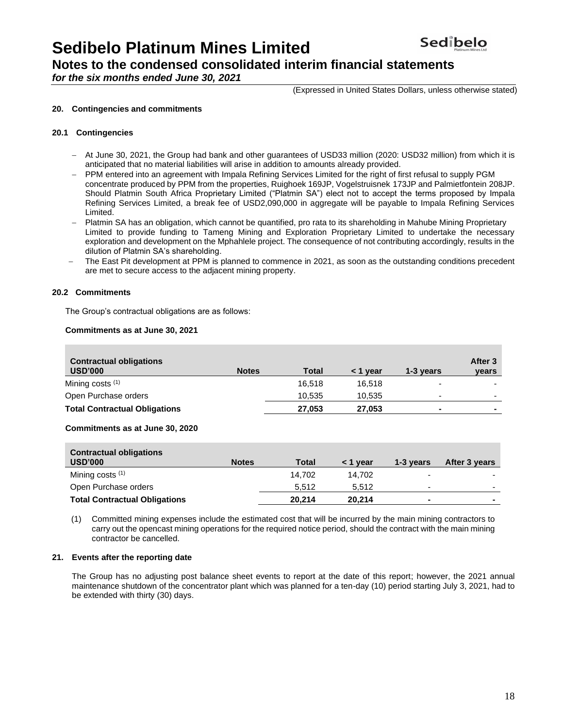(Expressed in United States Dollars, unless otherwise stated)

### 20. Contingencies and commitments

#### 20.1 Contingencies

- At June 30, 2021, the Group had bank and other guarantees of USD33 million (2020: USD32 million) from which it is anticipated that no material liabilities will arise in addition to amounts already provided.
- PPM entered into an agreement with Impala Refining Services Limited for the right of first refusal to supply PGM concentrate produced by PPM from the properties, Ruighoek 169JP, Vogelstruisnek 173JP and Palmietfontein 208JP. Should Platmin South Africa Proprietary Limited ("Platmin SA") elect not to accept the terms proposed by Impala Refining Services Limited, a break fee of USD2,090,000 in aggregate will be payable to Impala Refining Services Limited.
- Platmin SA has an obligation, which cannot be quantified, pro rata to its shareholding in Mahube Mining Proprietary Limited to provide funding to Tameng Mining and Exploration Proprietary Limited to undertake the necessary exploration and development on the Mphahlele project. The consequence of not contributing accordingly, results in the dilution of Platmin SA's shareholding.
- The East Pit development at PPM is planned to commence in 2021, as soon as the outstanding conditions precedent are met to secure access to the adjacent mining property.

#### 20.2 Commitments

The Group's contractual obligations are as follows:

**Commitments as at June 30, 2021**

| Contractual obligations USD'000 | Notes | Total | < 1 year | 1-3 years | After 3 years |
|---|---|---|---|---|---|
| Mining costs (1) | | 16,518 | 16,518 | - | - |
| Open Purchase orders | | 10,535 | 10,535 | - | - |
| **Total Contractual Obligations** | | **27,053** | **27,053** | **-** | **-** |

**Commitments as at June 30, 2020**

| Contractual obligations USD'000 | Notes | Total | < 1 year | 1-3 years | After 3 years |
|---|---|---|---|---|---|
| Mining costs (1) | | 14,702 | 14,702 | - | - |
| Open Purchase orders | | 5,512 | 5,512 | - | - |
| **Total Contractual Obligations** | | **20,214** | **20,214** | **-** | **-** |

(1) Committed mining expenses include the estimated cost that will be incurred by the main mining contractors to carry out the opencast mining operations for the required notice period, should the contract with the main mining contractor be cancelled.

### 21. Events after the reporting date

The Group has no adjusting post balance sheet events to report at the date of this report; however, the 2021 annual maintenance shutdown of the concentrator plant which was planned for a ten-day (10) period starting July 3, 2021, had to be extended with thirty (30) days.